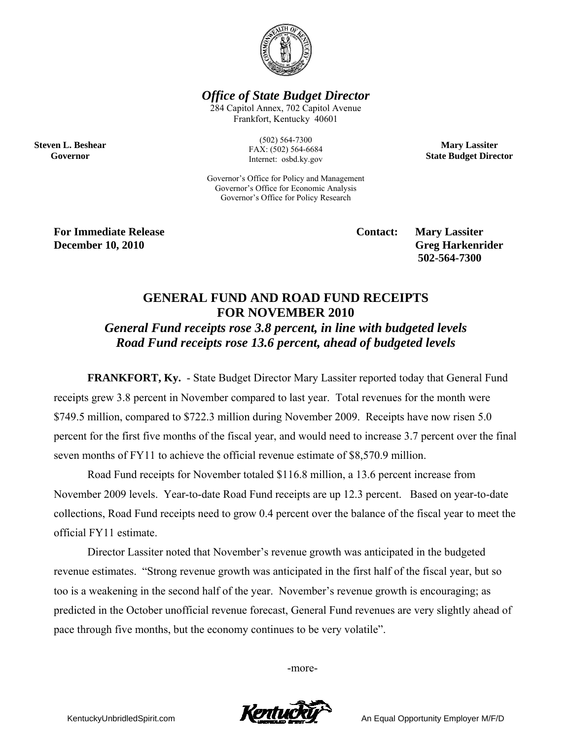***Office of State Budget Director***

284 Capitol Annex, 702 Capitol Avenue
Frankfort, Kentucky 40601

(502) 564-7300
FAX: (502) 564-6684
Internet: osbd.ky.gov

**Steven L. Beshear**
**Governor**

**Mary Lassiter**
**State Budget Director**

Governor's Office for Policy and Management
Governor's Office for Economic Analysis
Governor's Office for Policy Research

**For Immediate Release**
**December 10, 2010**

**Contact: Mary Lassiter**
**Greg Harkenrider**
**502-564-7300**

# GENERAL FUND AND ROAD FUND RECEIPTS FOR NOVEMBER 2010

***General Fund receipts rose 3.8 percent, in line with budgeted levels***
***Road Fund receipts rose 13.6 percent, ahead of budgeted levels***

**FRANKFORT, Ky.** - State Budget Director Mary Lassiter reported today that General Fund receipts grew 3.8 percent in November compared to last year. Total revenues for the month were $749.5 million, compared to $722.3 million during November 2009. Receipts have now risen 5.0 percent for the first five months of the fiscal year, and would need to increase 3.7 percent over the final seven months of FY11 to achieve the official revenue estimate of $8,570.9 million.

Road Fund receipts for November totaled $116.8 million, a 13.6 percent increase from November 2009 levels. Year-to-date Road Fund receipts are up 12.3 percent. Based on year-to-date collections, Road Fund receipts need to grow 0.4 percent over the balance of the fiscal year to meet the official FY11 estimate.

Director Lassiter noted that November's revenue growth was anticipated in the budgeted revenue estimates. "Strong revenue growth was anticipated in the first half of the fiscal year, but so too is a weakening in the second half of the year. November's revenue growth is encouraging; as predicted in the October unofficial revenue forecast, General Fund revenues are very slightly ahead of pace through five months, but the economy continues to be very volatile".

-more-

KentuckyUnbridledSpirit.com

An Equal Opportunity Employer M/F/D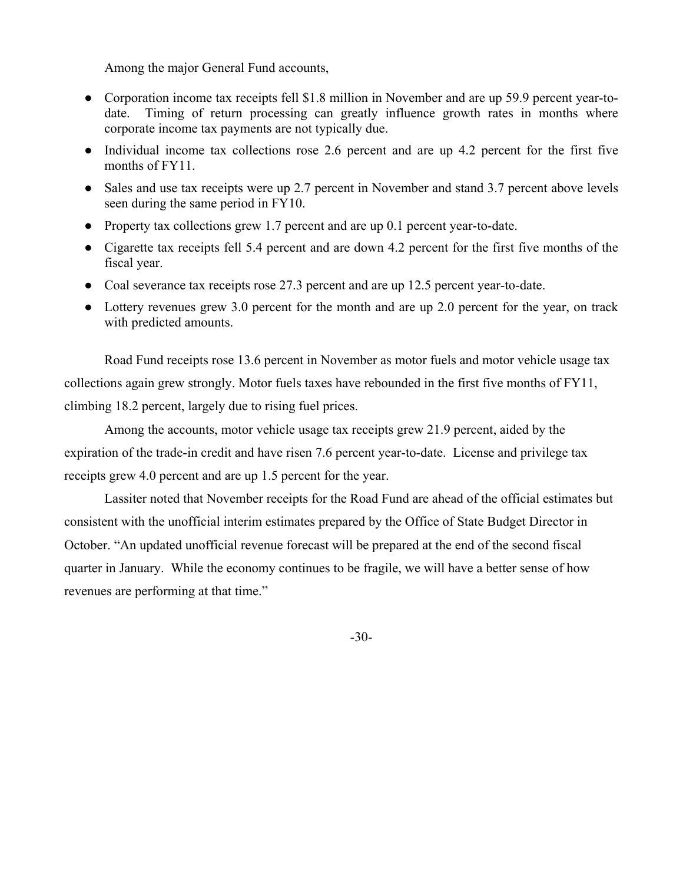Among the major General Fund accounts,

- Corporation income tax receipts fell \$1.8 million in November and are up 59.9 percent year-to-date. Timing of return processing can greatly influence growth rates in months where corporate income tax payments are not typically due.
- Individual income tax collections rose 2.6 percent and are up 4.2 percent for the first five months of FY11.
- Sales and use tax receipts were up 2.7 percent in November and stand 3.7 percent above levels seen during the same period in FY10.
- Property tax collections grew 1.7 percent and are up 0.1 percent year-to-date.
- Cigarette tax receipts fell 5.4 percent and are down 4.2 percent for the first five months of the fiscal year.
- Coal severance tax receipts rose 27.3 percent and are up 12.5 percent year-to-date.
- Lottery revenues grew 3.0 percent for the month and are up 2.0 percent for the year, on track with predicted amounts.

Road Fund receipts rose 13.6 percent in November as motor fuels and motor vehicle usage tax collections again grew strongly. Motor fuels taxes have rebounded in the first five months of FY11, climbing 18.2 percent, largely due to rising fuel prices.

Among the accounts, motor vehicle usage tax receipts grew 21.9 percent, aided by the expiration of the trade-in credit and have risen 7.6 percent year-to-date. License and privilege tax receipts grew 4.0 percent and are up 1.5 percent for the year.

Lassiter noted that November receipts for the Road Fund are ahead of the official estimates but consistent with the unofficial interim estimates prepared by the Office of State Budget Director in October. "An updated unofficial revenue forecast will be prepared at the end of the second fiscal quarter in January. While the economy continues to be fragile, we will have a better sense of how revenues are performing at that time."

-30-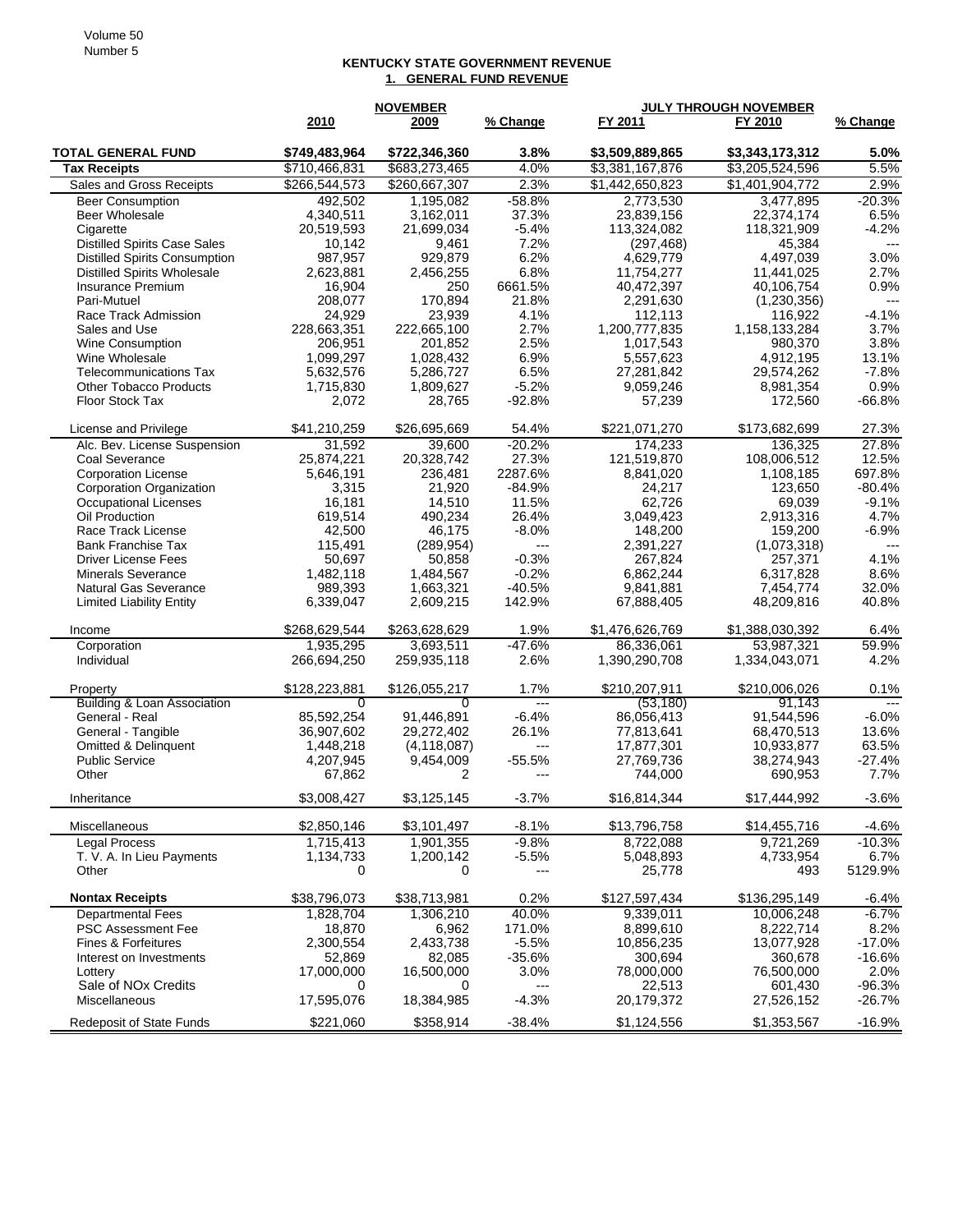# KENTUCKY STATE GOVERNMENT REVENUE

## 1. GENERAL FUND REVENUE

| | NOVEMBER | | | JULY THROUGH NOVEMBER | | |
|---|---|---|---|---|---|---|
| | 2010 | 2009 | % Change | FY 2011 | FY 2010 | % Change |
| **TOTAL GENERAL FUND** | **$749,483,964** | **$722,346,360** | **3.8%** | **$3,509,889,865** | **$3,343,173,312** | **5.0%** |
| **Tax Receipts** | $710,466,831 | $683,273,465 | 4.0% | $3,381,167,876 | $3,205,524,596 | 5.5% |
| Sales and Gross Receipts | $266,544,573 | $260,667,307 | 2.3% | $1,442,650,823 | $1,401,904,772 | 2.9% |
| Beer Consumption | 492,502 | 1,195,082 | -58.8% | 2,773,530 | 3,477,895 | -20.3% |
| Beer Wholesale | 4,340,511 | 3,162,011 | 37.3% | 23,839,156 | 22,374,174 | 6.5% |
| Cigarette | 20,519,593 | 21,699,034 | -5.4% | 113,324,082 | 118,321,909 | -4.2% |
| Distilled Spirits Case Sales | 10,142 | 9,461 | 7.2% | (297,468) | 45,384 | --- |
| Distilled Spirits Consumption | 987,957 | 929,879 | 6.2% | 4,629,779 | 4,497,039 | 3.0% |
| Distilled Spirits Wholesale | 2,623,881 | 2,456,255 | 6.8% | 11,754,277 | 11,441,025 | 2.7% |
| Insurance Premium | 16,904 | 250 | 6661.5% | 40,472,397 | 40,106,754 | 0.9% |
| Pari-Mutuel | 208,077 | 170,894 | 21.8% | 2,291,630 | (1,230,356) | --- |
| Race Track Admission | 24,929 | 23,939 | 4.1% | 112,113 | 116,922 | -4.1% |
| Sales and Use | 228,663,351 | 222,665,100 | 2.7% | 1,200,777,835 | 1,158,133,284 | 3.7% |
| Wine Consumption | 206,951 | 201,852 | 2.5% | 1,017,543 | 980,370 | 3.8% |
| Wine Wholesale | 1,099,297 | 1,028,432 | 6.9% | 5,557,623 | 4,912,195 | 13.1% |
| Telecommunications Tax | 5,632,576 | 5,286,727 | 6.5% | 27,281,842 | 29,574,262 | -7.8% |
| Other Tobacco Products | 1,715,830 | 1,809,627 | -5.2% | 9,059,246 | 8,981,354 | 0.9% |
| Floor Stock Tax | 2,072 | 28,765 | -92.8% | 57,239 | 172,560 | -66.8% |
| License and Privilege | $41,210,259 | $26,695,669 | 54.4% | $221,071,270 | $173,682,699 | 27.3% |
| Alc. Bev. License Suspension | 31,592 | 39,600 | -20.2% | 174,233 | 136,325 | 27.8% |
| Coal Severance | 25,874,221 | 20,328,742 | 27.3% | 121,519,870 | 108,006,512 | 12.5% |
| Corporation License | 5,646,191 | 236,481 | 2287.6% | 8,841,020 | 1,108,185 | 697.8% |
| Corporation Organization | 3,315 | 21,920 | -84.9% | 24,217 | 123,650 | -80.4% |
| Occupational Licenses | 16,181 | 14,510 | 11.5% | 62,726 | 69,039 | -9.1% |
| Oil Production | 619,514 | 490,234 | 26.4% | 3,049,423 | 2,913,316 | 4.7% |
| Race Track License | 42,500 | 46,175 | -8.0% | 148,200 | 159,200 | -6.9% |
| Bank Franchise Tax | 115,491 | (289,954) | --- | 2,391,227 | (1,073,318) | --- |
| Driver License Fees | 50,697 | 50,858 | -0.3% | 267,824 | 257,371 | 4.1% |
| Minerals Severance | 1,482,118 | 1,484,567 | -0.2% | 6,862,244 | 6,317,828 | 8.6% |
| Natural Gas Severance | 989,393 | 1,663,321 | -40.5% | 9,841,881 | 7,454,774 | 32.0% |
| Limited Liability Entity | 6,339,047 | 2,609,215 | 142.9% | 67,888,405 | 48,209,816 | 40.8% |
| Income | $268,629,544 | $263,628,629 | 1.9% | $1,476,626,769 | $1,388,030,392 | 6.4% |
| Corporation | 1,935,295 | 3,693,511 | -47.6% | 86,336,061 | 53,987,321 | 59.9% |
| Individual | 266,694,250 | 259,935,118 | 2.6% | 1,390,290,708 | 1,334,043,071 | 4.2% |
| Property | $128,223,881 | $126,055,217 | 1.7% | $210,207,911 | $210,006,026 | 0.1% |
| Building & Loan Association | 0 | 0 | --- | (53,180) | 91,143 | --- |
| General - Real | 85,592,254 | 91,446,891 | -6.4% | 86,056,413 | 91,544,596 | -6.0% |
| General - Tangible | 36,907,602 | 29,272,402 | 26.1% | 77,813,641 | 68,470,513 | 13.6% |
| Omitted & Delinquent | 1,448,218 | (4,118,087) | --- | 17,877,301 | 10,933,877 | 63.5% |
| Public Service | 4,207,945 | 9,454,009 | -55.5% | 27,769,736 | 38,274,943 | -27.4% |
| Other | 67,862 | 2 | --- | 744,000 | 690,953 | 7.7% |
| Inheritance | $3,008,427 | $3,125,145 | -3.7% | $16,814,344 | $17,444,992 | -3.6% |
| Miscellaneous | $2,850,146 | $3,101,497 | -8.1% | $13,796,758 | $14,455,716 | -4.6% |
| Legal Process | 1,715,413 | 1,901,355 | -9.8% | 8,722,088 | 9,721,269 | -10.3% |
| T. V. A. In Lieu Payments | 1,134,733 | 1,200,142 | -5.5% | 5,048,893 | 4,733,954 | 6.7% |
| Other | 0 | 0 | --- | 25,778 | 493 | 5129.9% |
| **Nontax Receipts** | $38,796,073 | $38,713,981 | 0.2% | $127,597,434 | $136,295,149 | -6.4% |
| Departmental Fees | 1,828,704 | 1,306,210 | 40.0% | 9,339,011 | 10,006,248 | -6.7% |
| PSC Assessment Fee | 18,870 | 6,962 | 171.0% | 8,899,610 | 8,222,714 | 8.2% |
| Fines & Forfeitures | 2,300,554 | 2,433,738 | -5.5% | 10,856,235 | 13,077,928 | -17.0% |
| Interest on Investments | 52,869 | 82,085 | -35.6% | 300,694 | 360,678 | -16.6% |
| Lottery | 17,000,000 | 16,500,000 | 3.0% | 78,000,000 | 76,500,000 | 2.0% |
| Sale of NOx Credits | 0 | 0 | --- | 22,513 | 601,430 | -96.3% |
| Miscellaneous | 17,595,076 | 18,384,985 | -4.3% | 20,179,372 | 27,526,152 | -26.7% |
| Redeposit of State Funds | $221,060 | $358,914 | -38.4% | $1,124,556 | $1,353,567 | -16.9% |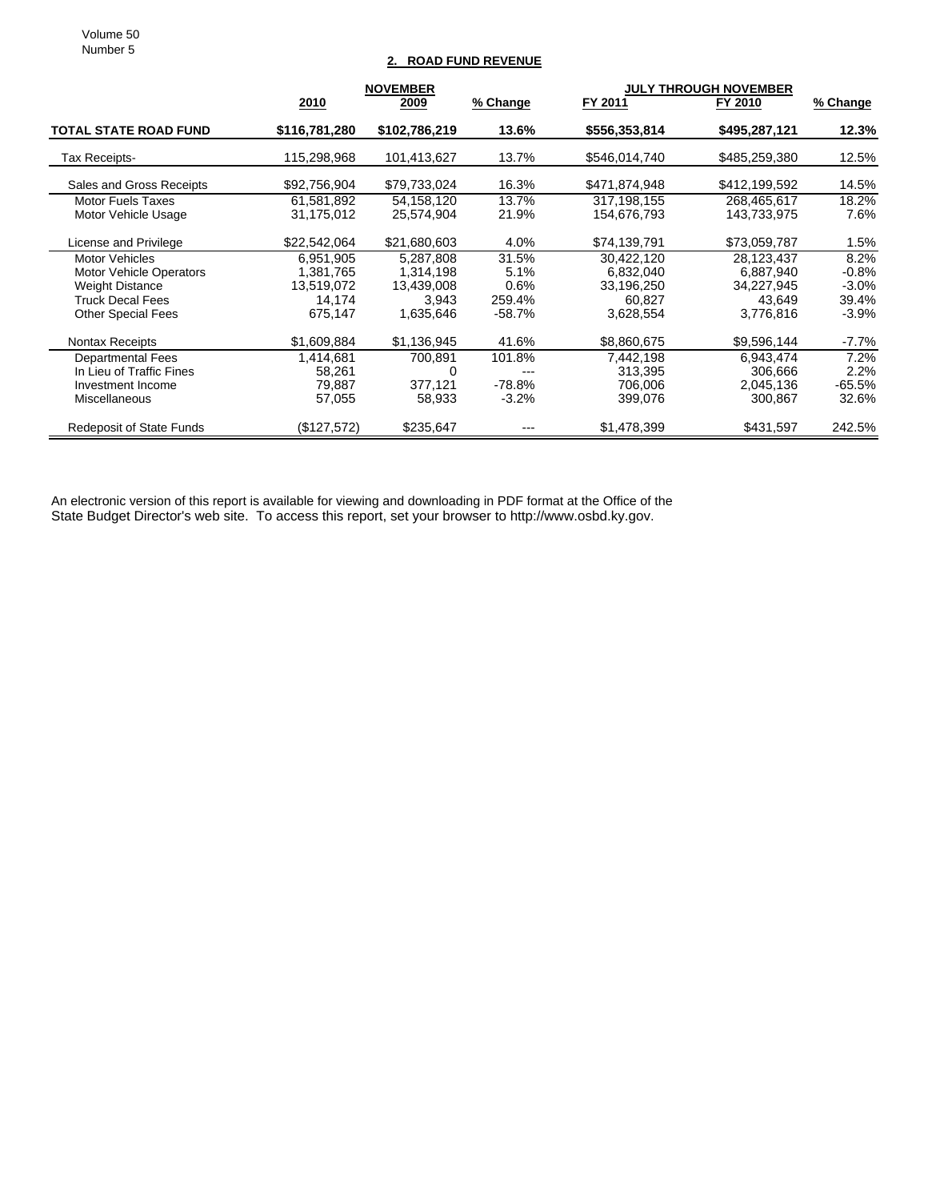## 2. ROAD FUND REVENUE

| | NOVEMBER | | | JULY THROUGH NOVEMBER | | |
|---|---|---|---|---|---|---|
| | 2010 | 2009 | % Change | FY 2011 | FY 2010 | % Change |
| **TOTAL STATE ROAD FUND** | **$116,781,280** | **$102,786,219** | **13.6%** | **$556,353,814** | **$495,287,121** | **12.3%** |
| Tax Receipts- | 115,298,968 | 101,413,627 | 13.7% | $546,014,740 | $485,259,380 | 12.5% |
| Sales and Gross Receipts | $92,756,904 | $79,733,024 | 16.3% | $471,874,948 | $412,199,592 | 14.5% |
| Motor Fuels Taxes | 61,581,892 | 54,158,120 | 13.7% | 317,198,155 | 268,465,617 | 18.2% |
| Motor Vehicle Usage | 31,175,012 | 25,574,904 | 21.9% | 154,676,793 | 143,733,975 | 7.6% |
| License and Privilege | $22,542,064 | $21,680,603 | 4.0% | $74,139,791 | $73,059,787 | 1.5% |
| Motor Vehicles | 6,951,905 | 5,287,808 | 31.5% | 30,422,120 | 28,123,437 | 8.2% |
| Motor Vehicle Operators | 1,381,765 | 1,314,198 | 5.1% | 6,832,040 | 6,887,940 | -0.8% |
| Weight Distance | 13,519,072 | 13,439,008 | 0.6% | 33,196,250 | 34,227,945 | -3.0% |
| Truck Decal Fees | 14,174 | 3,943 | 259.4% | 60,827 | 43,649 | 39.4% |
| Other Special Fees | 675,147 | 1,635,646 | -58.7% | 3,628,554 | 3,776,816 | -3.9% |
| Nontax Receipts | $1,609,884 | $1,136,945 | 41.6% | $8,860,675 | $9,596,144 | -7.7% |
| Departmental Fees | 1,414,681 | 700,891 | 101.8% | 7,442,198 | 6,943,474 | 7.2% |
| In Lieu of Traffic Fines | 58,261 | 0 | --- | 313,395 | 306,666 | 2.2% |
| Investment Income | 79,887 | 377,121 | -78.8% | 706,006 | 2,045,136 | -65.5% |
| Miscellaneous | 57,055 | 58,933 | -3.2% | 399,076 | 300,867 | 32.6% |
| Redeposit of State Funds | ($127,572) | $235,647 | --- | $1,478,399 | $431,597 | 242.5% |

An electronic version of this report is available for viewing and downloading in PDF format at the Office of the State Budget Director's web site. To access this report, set your browser to http://www.osbd.ky.gov.